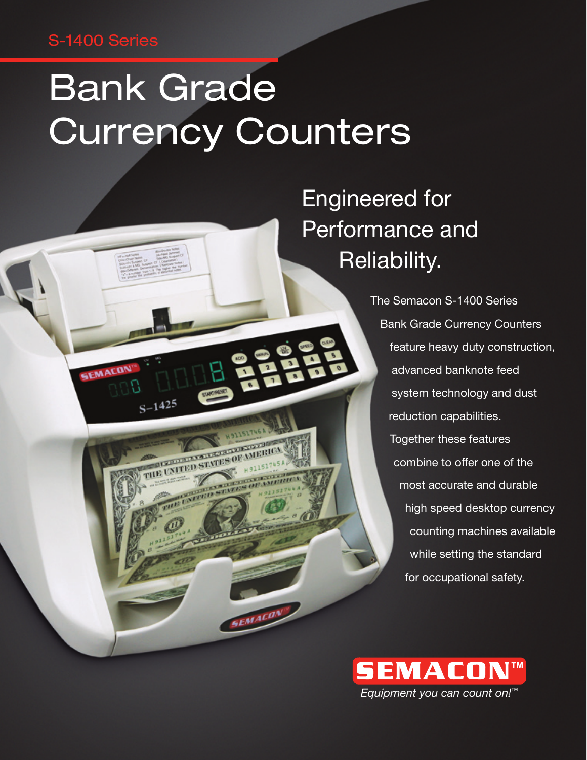S-1400 Series

# Bank Grade Currency Counters

## Engineered for Performance and Reliability.

The Semacon S-1400 Series Bank Grade Currency Counters feature heavy duty construction, advanced banknote feed system technology and dust reduction capabilities. Together these features combine to offer one of the most accurate and durable high speed desktop currency counting machines available while setting the standard for occupational safety.

**SEMACON™**

*Equipment you can count on!™*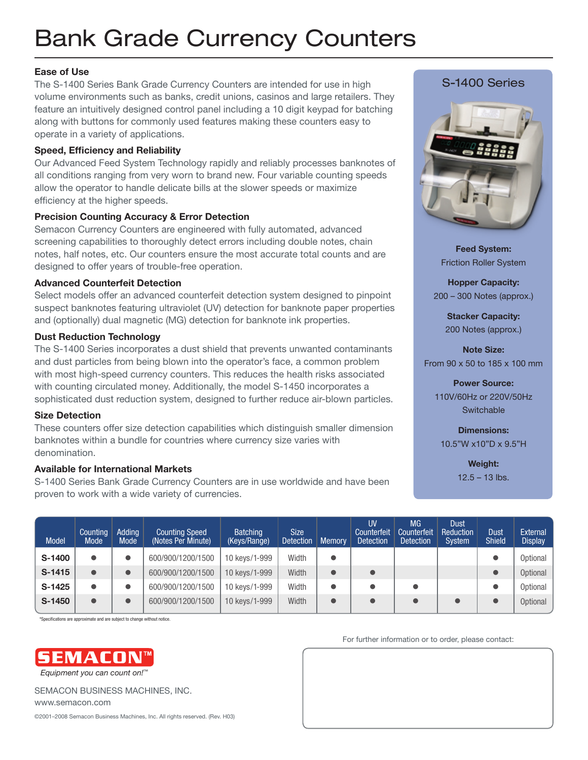# Bank Grade Currency Counters

### Ease of Use

The S-1400 Series Bank Grade Currency Counters are intended for use in high volume environments such as banks, credit unions, casinos and large retailers. They feature an intuitively designed control panel including a 10 digit keypad for batching along with buttons for commonly used features making these counters easy to operate in a variety of applications.

### Speed, Efficiency and Reliability

Our Advanced Feed System Technology rapidly and reliably processes banknotes of all conditions ranging from very worn to brand new. Four variable counting speeds allow the operator to handle delicate bills at the slower speeds or maximize efficiency at the higher speeds.

### Precision Counting Accuracy & Error Detection

Semacon Currency Counters are engineered with fully automated, advanced screening capabilities to thoroughly detect errors including double notes, chain notes, half notes, etc. Our counters ensure the most accurate total counts and are designed to offer years of trouble-free operation.

### Advanced Counterfeit Detection

Select models offer an advanced counterfeit detection system designed to pinpoint suspect banknotes featuring ultraviolet (UV) detection for banknote paper properties and (optionally) dual magnetic (MG) detection for banknote ink properties.

### Dust Reduction Technology

The S-1400 Series incorporates a dust shield that prevents unwanted contaminants and dust particles from being blown into the operator's face, a common problem with most high-speed currency counters. This reduces the health risks associated with counting circulated money. Additionally, the model S-1450 incorporates a sophisticated dust reduction system, designed to further reduce air-blown particles.

### Size Detection

These counters offer size detection capabilities which distinguish smaller dimension banknotes within a bundle for countries where currency size varies with denomination.

### Available for International Markets

S-1400 Series Bank Grade Currency Counters are in use worldwide and have been proven to work with a wide variety of currencies.

## S-1400 Series

**Feed System:**
Friction Roller System

**Hopper Capacity:**
200 – 300 Notes (approx.)

**Stacker Capacity:**
200 Notes (approx.)

**Note Size:**
From 90 x 50 to 185 x 100 mm

**Power Source:**
110V/60Hz or 220V/50Hz Switchable

**Dimensions:**
10.5"W x10"D x 9.5"H

**Weight:**
12.5 – 13 lbs.

| Model | Counting Mode | Adding Mode | Counting Speed (Notes Per Minute) | Batching (Keys/Range) | Size Detection | Memory | UV Counterfeit Detection | MG Counterfeit Detection | Dust Reduction System | Dust Shield | External Display |
|---|---|---|---|---|---|---|---|---|---|---|---|
| **S-1400** | ● | ● | 600/900/1200/1500 | 10 keys/1-999 | Width | ● | | | | ● | Optional |
| **S-1415** | ● | ● | 600/900/1200/1500 | 10 keys/1-999 | Width | ● | ● | | | ● | Optional |
| **S-1425** | ● | ● | 600/900/1200/1500 | 10 keys/1-999 | Width | ● | ● | ● | | ● | Optional |
| **S-1450** | ● | ● | 600/900/1200/1500 | 10 keys/1-999 | Width | ● | ● | ● | ● | ● | Optional |

*Specifications are approximate and are subject to change without notice.

For further information or to order, please contact:

SEMACON™

*Equipment you can count on!™*

SEMACON BUSINESS MACHINES, INC.
www.semacon.com

©2001–2008 Semacon Business Machines, Inc. All rights reserved. (Rev. H03)